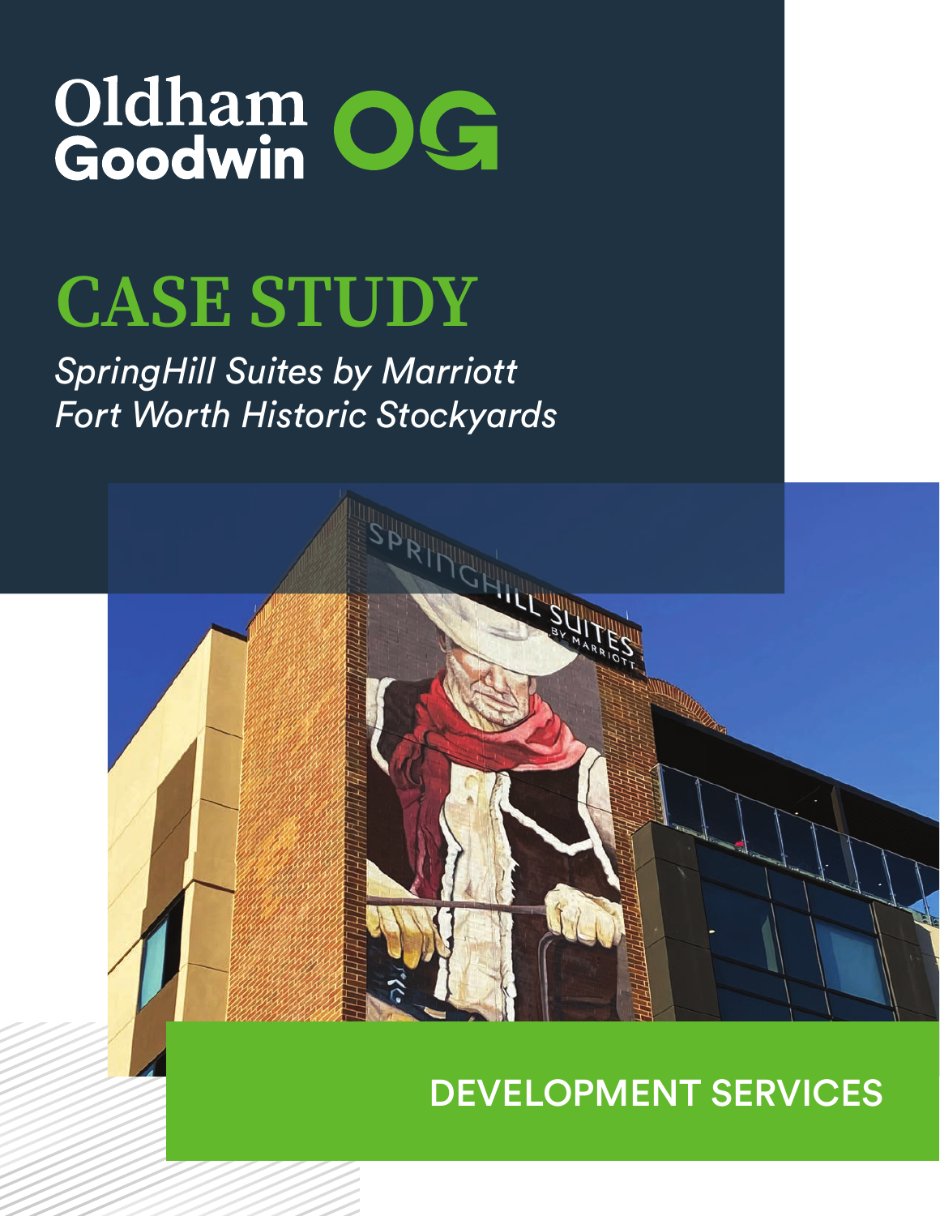# Oldham Goodwin

# CASE STUDY

*SpringHill Suites by Marriott*
*Fort Worth Historic Stockyards*

## DEVELOPMENT SERVICES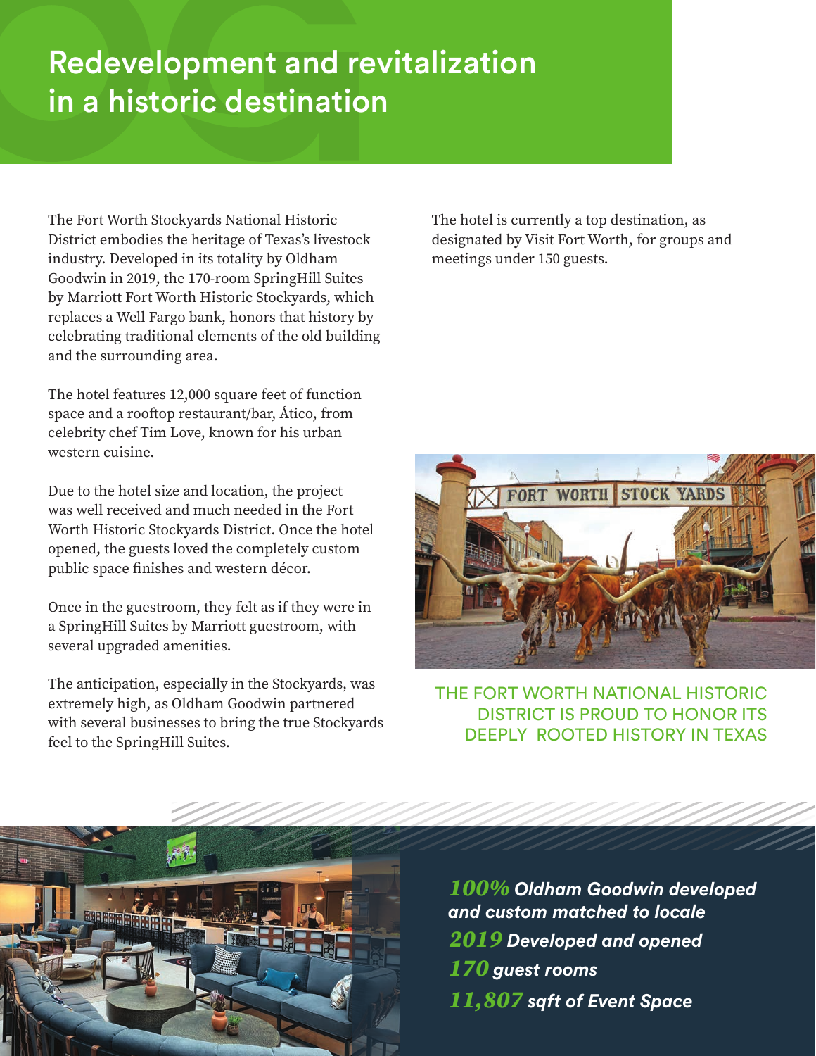# Redevelopment and revitalization in a historic destination

The Fort Worth Stockyards National Historic District embodies the heritage of Texas's livestock industry. Developed in its totality by Oldham Goodwin in 2019, the 170-room SpringHill Suites by Marriott Fort Worth Historic Stockyards, which replaces a Well Fargo bank, honors that history by celebrating traditional elements of the old building and the surrounding area.

The hotel features 12,000 square feet of function space and a rooftop restaurant/bar, Ático, from celebrity chef Tim Love, known for his urban western cuisine.

Due to the hotel size and location, the project was well received and much needed in the Fort Worth Historic Stockyards District. Once the hotel opened, the guests loved the completely custom public space finishes and western décor.

Once in the guestroom, they felt as if they were in a SpringHill Suites by Marriott guestroom, with several upgraded amenities.

The anticipation, especially in the Stockyards, was extremely high, as Oldham Goodwin partnered with several businesses to bring the true Stockyards feel to the SpringHill Suites.

The hotel is currently a top destination, as designated by Visit Fort Worth, for groups and meetings under 150 guests.

THE FORT WORTH NATIONAL HISTORIC DISTRICT IS PROUD TO HONOR ITS DEEPLY ROOTED HISTORY IN TEXAS

***100%** Oldham Goodwin developed and custom matched to locale*

***2019** Developed and opened*

***170** guest rooms*

***11,807** sqft of Event Space*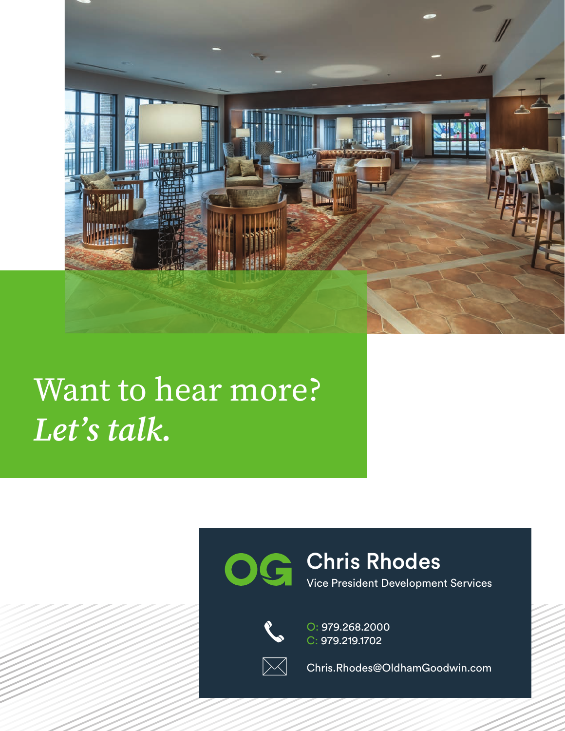# Want to hear more? *Let's talk.*

OG

## Chris Rhodes

Vice President Development Services

O: 979.268.2000
C: 979.219.1702

Chris.Rhodes@OldhamGoodwin.com